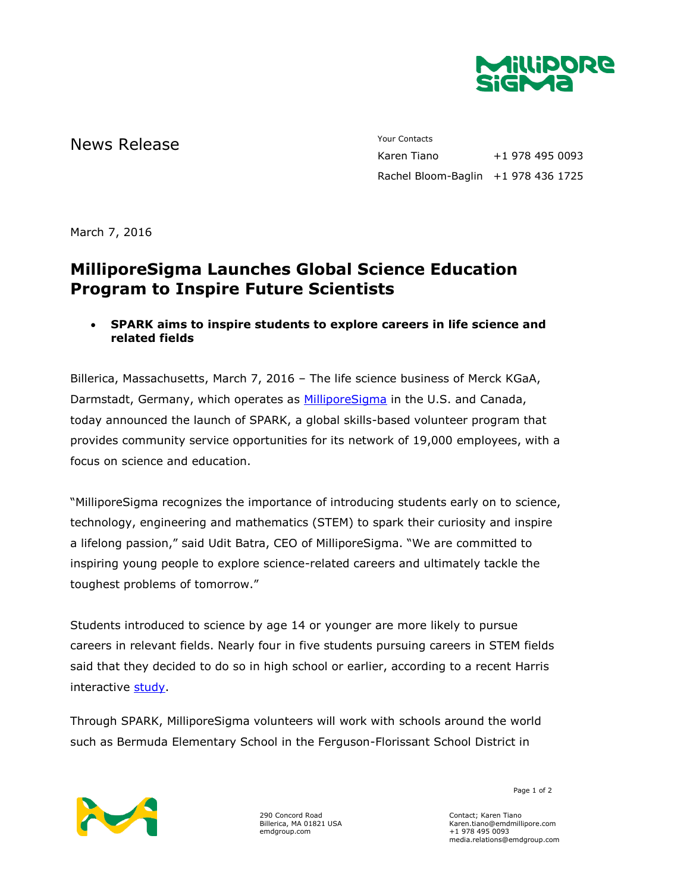News Release

Your Contacts

Karen Tiano +1 978 495 0093

Rachel Bloom-Baglin +1 978 436 1725

March 7, 2016

# MilliporeSigma Launches Global Science Education Program to Inspire Future Scientists

- **SPARK aims to inspire students to explore careers in life science and related fields**

Billerica, Massachusetts, March 7, 2016 – The life science business of Merck KGaA, Darmstadt, Germany, which operates as MilliporeSigma in the U.S. and Canada, today announced the launch of SPARK, a global skills-based volunteer program that provides community service opportunities for its network of 19,000 employees, with a focus on science and education.

"MilliporeSigma recognizes the importance of introducing students early on to science, technology, engineering and mathematics (STEM) to spark their curiosity and inspire a lifelong passion," said Udit Batra, CEO of MilliporeSigma. "We are committed to inspiring young people to explore science-related careers and ultimately tackle the toughest problems of tomorrow."

Students introduced to science by age 14 or younger are more likely to pursue careers in relevant fields. Nearly four in five students pursuing careers in STEM fields said that they decided to do so in high school or earlier, according to a recent Harris interactive study.

Through SPARK, MilliporeSigma volunteers will work with schools around the world such as Bermuda Elementary School in the Ferguson-Florissant School District in

290 Concord Road
Billerica, MA 01821 USA
emdgroup.com

Contact; Karen Tiano
Karen.tiano@emdmillipore.com
+1 978 495 0093
media.relations@emdgroup.com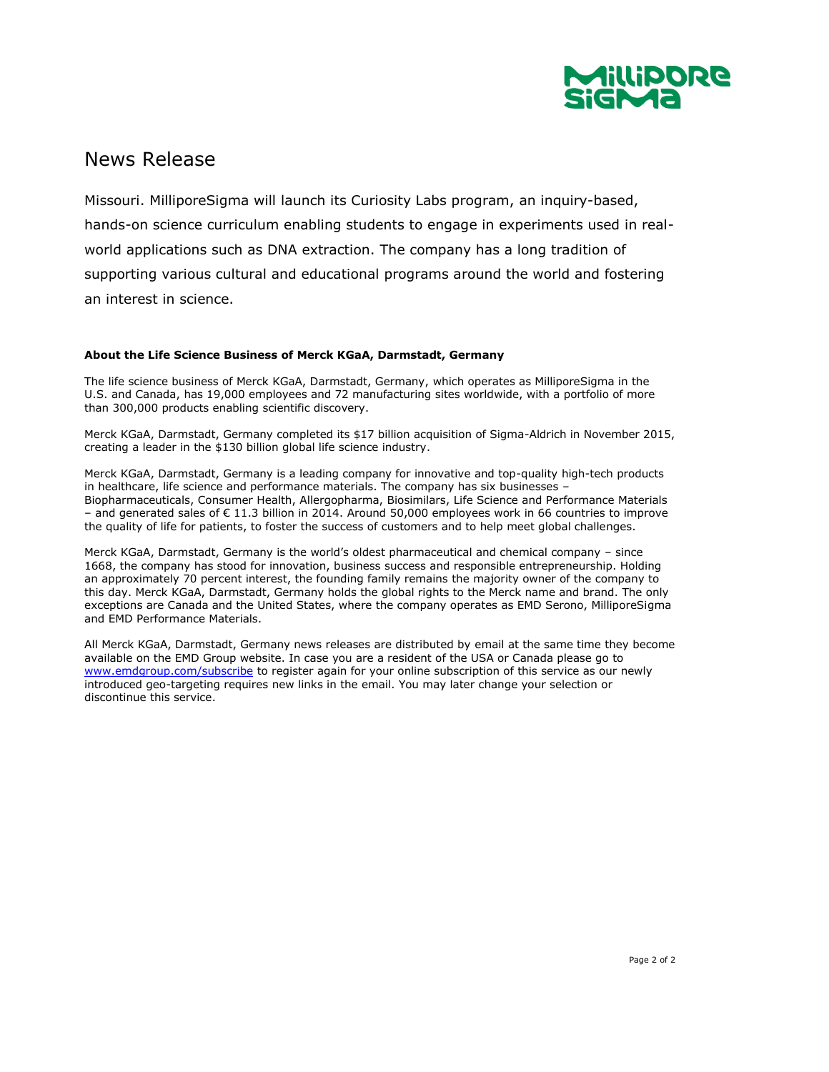## News Release

Missouri. MilliporeSigma will launch its Curiosity Labs program, an inquiry-based, hands-on science curriculum enabling students to engage in experiments used in real-world applications such as DNA extraction. The company has a long tradition of supporting various cultural and educational programs around the world and fostering an interest in science.

**About the Life Science Business of Merck KGaA, Darmstadt, Germany**

The life science business of Merck KGaA, Darmstadt, Germany, which operates as MilliporeSigma in the U.S. and Canada, has 19,000 employees and 72 manufacturing sites worldwide, with a portfolio of more than 300,000 products enabling scientific discovery.

Merck KGaA, Darmstadt, Germany completed its $17 billion acquisition of Sigma-Aldrich in November 2015, creating a leader in the $130 billion global life science industry.

Merck KGaA, Darmstadt, Germany is a leading company for innovative and top-quality high-tech products in healthcare, life science and performance materials. The company has six businesses – Biopharmaceuticals, Consumer Health, Allergopharma, Biosimilars, Life Science and Performance Materials – and generated sales of € 11.3 billion in 2014. Around 50,000 employees work in 66 countries to improve the quality of life for patients, to foster the success of customers and to help meet global challenges.

Merck KGaA, Darmstadt, Germany is the world's oldest pharmaceutical and chemical company – since 1668, the company has stood for innovation, business success and responsible entrepreneurship. Holding an approximately 70 percent interest, the founding family remains the majority owner of the company to this day. Merck KGaA, Darmstadt, Germany holds the global rights to the Merck name and brand. The only exceptions are Canada and the United States, where the company operates as EMD Serono, MilliporeSigma and EMD Performance Materials.

All Merck KGaA, Darmstadt, Germany news releases are distributed by email at the same time they become available on the EMD Group website. In case you are a resident of the USA or Canada please go to www.emdgroup.com/subscribe to register again for your online subscription of this service as our newly introduced geo-targeting requires new links in the email. You may later change your selection or discontinue this service.